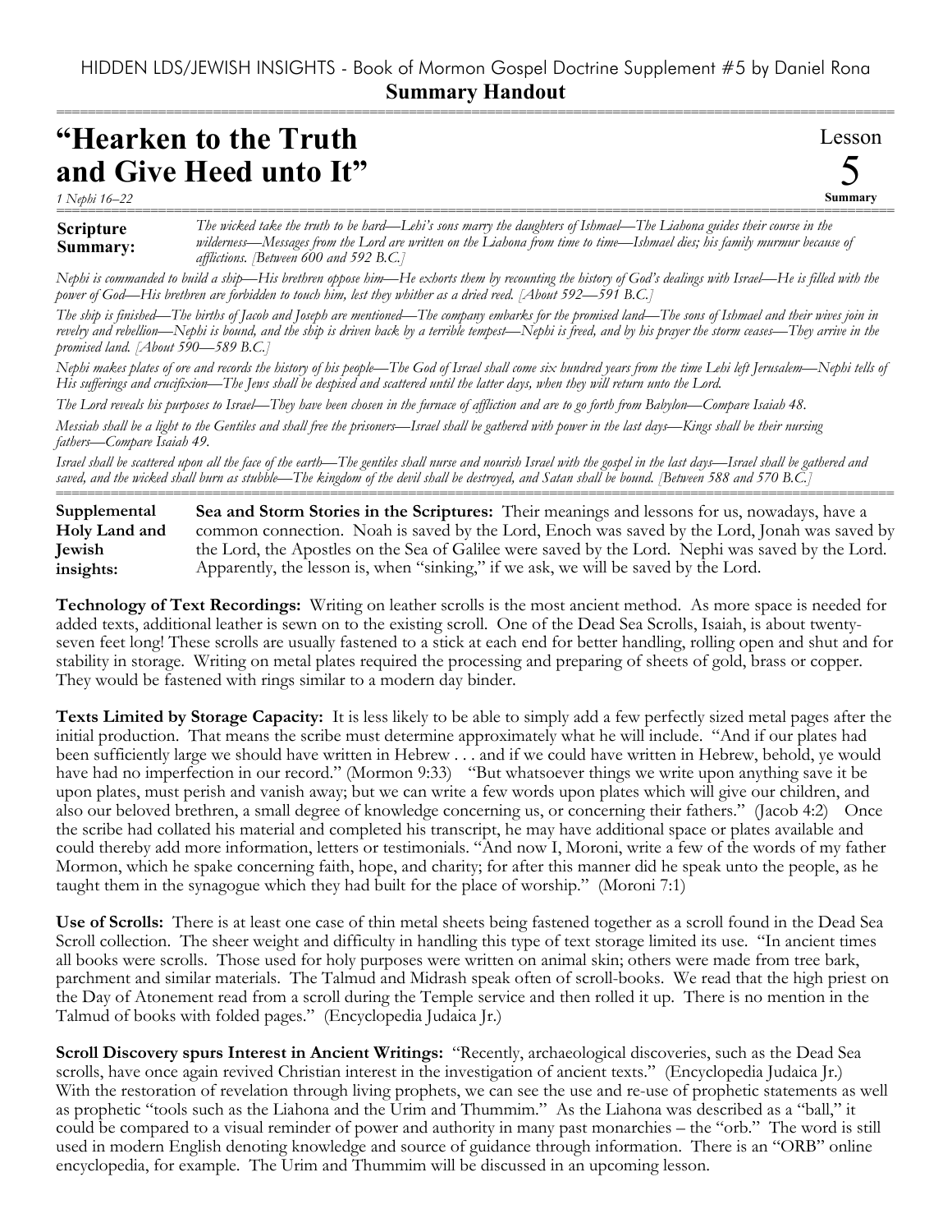HIDDEN LDS/JEWISH INSIGHTS - Book of Mormon Gospel Doctrine Supplement #5 by Daniel Rona

**Summary Handout**

# "Hearken to the Truth and Give Heed unto It"

*1 Nephi 16–22*

Lesson 5 Summary

**Scripture Summary:** *The wicked take the truth to be hard—Lehi's sons marry the daughters of Ishmael—The Liahona guides their course in the wilderness—Messages from the Lord are written on the Liahona from time to time—Ishmael dies; his family murmur because of afflictions. [Between 600 and 592 B.C.]*

*Nephi is commanded to build a ship—His brethren oppose him—He exhorts them by recounting the history of God's dealings with Israel—He is filled with the power of God—His brethren are forbidden to touch him, lest they whither as a dried reed. [About 592—591 B.C.]*

*The ship is finished—The births of Jacob and Joseph are mentioned—The company embarks for the promised land—The sons of Ishmael and their wives join in revelry and rebellion—Nephi is bound, and the ship is driven back by a terrible tempest—Nephi is freed, and by his prayer the storm ceases—They arrive in the promised land. [About 590—589 B.C.]*

*Nephi makes plates of ore and records the history of his people—The God of Israel shall come six hundred years from the time Lehi left Jerusalem—Nephi tells of His sufferings and crucifixion—The Jews shall be despised and scattered until the latter days, when they will return unto the Lord.*

*The Lord reveals his purposes to Israel—They have been chosen in the furnace of affliction and are to go forth from Babylon—Compare Isaiah 48.*

*Messiah shall be a light to the Gentiles and shall free the prisoners—Israel shall be gathered with power in the last days—Kings shall be their nursing fathers—Compare Isaiah 49.*

*Israel shall be scattered upon all the face of the earth—The gentiles shall nurse and nourish Israel with the gospel in the last days—Israel shall be gathered and saved, and the wicked shall burn as stubble—The kingdom of the devil shall be destroyed, and Satan shall be bound. [Between 588 and 570 B.C.]*

**Supplemental Holy Land and Jewish insights:**

**Sea and Storm Stories in the Scriptures:** Their meanings and lessons for us, nowadays, have a common connection. Noah is saved by the Lord, Enoch was saved by the Lord, Jonah was saved by the Lord, the Apostles on the Sea of Galilee were saved by the Lord. Nephi was saved by the Lord. Apparently, the lesson is, when "sinking," if we ask, we will be saved by the Lord.

**Technology of Text Recordings:** Writing on leather scrolls is the most ancient method. As more space is needed for added texts, additional leather is sewn on to the existing scroll. One of the Dead Sea Scrolls, Isaiah, is about twenty-seven feet long! These scrolls are usually fastened to a stick at each end for better handling, rolling open and shut and for stability in storage. Writing on metal plates required the processing and preparing of sheets of gold, brass or copper. They would be fastened with rings similar to a modern day binder.

**Texts Limited by Storage Capacity:** It is less likely to be able to simply add a few perfectly sized metal pages after the initial production. That means the scribe must determine approximately what he will include. "And if our plates had been sufficiently large we should have written in Hebrew . . . and if we could have written in Hebrew, behold, ye would have had no imperfection in our record." (Mormon 9:33) "But whatsoever things we write upon anything save it be upon plates, must perish and vanish away; but we can write a few words upon plates which will give our children, and also our beloved brethren, a small degree of knowledge concerning us, or concerning their fathers." (Jacob 4:2) Once the scribe had collated his material and completed his transcript, he may have additional space or plates available and could thereby add more information, letters or testimonials. "And now I, Moroni, write a few of the words of my father Mormon, which he spake concerning faith, hope, and charity; for after this manner did he speak unto the people, as he taught them in the synagogue which they had built for the place of worship." (Moroni 7:1)

**Use of Scrolls:** There is at least one case of thin metal sheets being fastened together as a scroll found in the Dead Sea Scroll collection. The sheer weight and difficulty in handling this type of text storage limited its use. "In ancient times all books were scrolls. Those used for holy purposes were written on animal skin; others were made from tree bark, parchment and similar materials. The Talmud and Midrash speak often of scroll-books. We read that the high priest on the Day of Atonement read from a scroll during the Temple service and then rolled it up. There is no mention in the Talmud of books with folded pages." (Encyclopedia Judaica Jr.)

**Scroll Discovery spurs Interest in Ancient Writings:** "Recently, archaeological discoveries, such as the Dead Sea scrolls, have once again revived Christian interest in the investigation of ancient texts." (Encyclopedia Judaica Jr.) With the restoration of revelation through living prophets, we can see the use and re-use of prophetic statements as well as prophetic "tools such as the Liahona and the Urim and Thummim." As the Liahona was described as a "ball," it could be compared to a visual reminder of power and authority in many past monarchies – the "orb." The word is still used in modern English denoting knowledge and source of guidance through information. There is an "ORB" online encyclopedia, for example. The Urim and Thummim will be discussed in an upcoming lesson.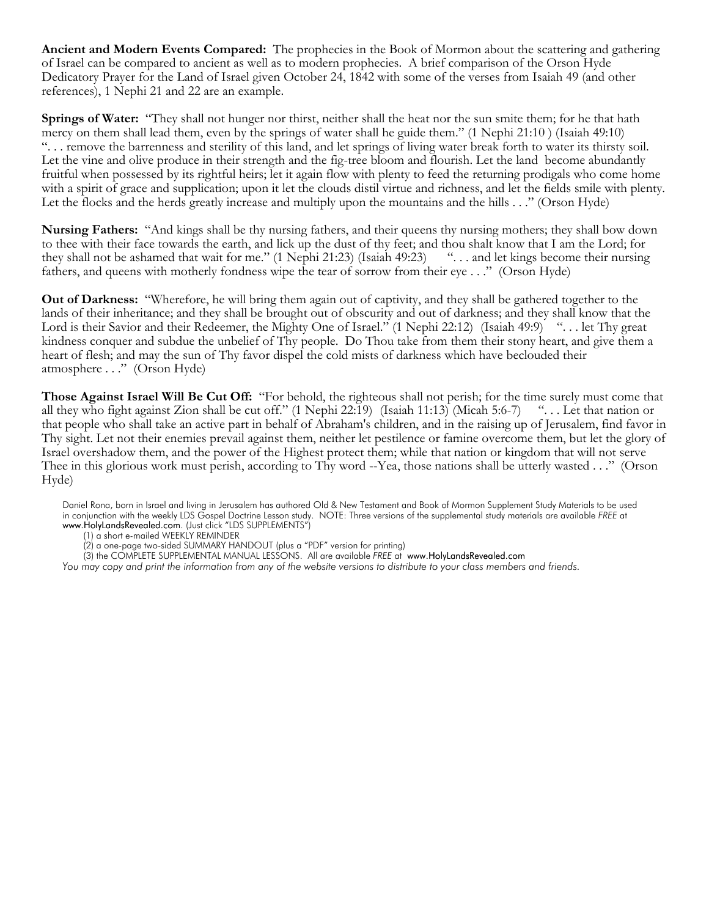**Ancient and Modern Events Compared:** The prophecies in the Book of Mormon about the scattering and gathering of Israel can be compared to ancient as well as to modern prophecies. A brief comparison of the Orson Hyde Dedicatory Prayer for the Land of Israel given October 24, 1842 with some of the verses from Isaiah 49 (and other references), 1 Nephi 21 and 22 are an example.

**Springs of Water:** "They shall not hunger nor thirst, neither shall the heat nor the sun smite them; for he that hath mercy on them shall lead them, even by the springs of water shall he guide them." (1 Nephi 21:10 ) (Isaiah 49:10) ". . . remove the barrenness and sterility of this land, and let springs of living water break forth to water its thirsty soil. Let the vine and olive produce in their strength and the fig-tree bloom and flourish. Let the land become abundantly fruitful when possessed by its rightful heirs; let it again flow with plenty to feed the returning prodigals who come home with a spirit of grace and supplication; upon it let the clouds distil virtue and richness, and let the fields smile with plenty. Let the flocks and the herds greatly increase and multiply upon the mountains and the hills . . ." (Orson Hyde)

**Nursing Fathers:** "And kings shall be thy nursing fathers, and their queens thy nursing mothers; they shall bow down to thee with their face towards the earth, and lick up the dust of thy feet; and thou shalt know that I am the Lord; for they shall not be ashamed that wait for me." (1 Nephi 21:23) (Isaiah 49:23) ". . . and let kings become their nursing fathers, and queens with motherly fondness wipe the tear of sorrow from their eye . . ." (Orson Hyde)

**Out of Darkness:** "Wherefore, he will bring them again out of captivity, and they shall be gathered together to the lands of their inheritance; and they shall be brought out of obscurity and out of darkness; and they shall know that the Lord is their Savior and their Redeemer, the Mighty One of Israel." (1 Nephi 22:12) (Isaiah 49:9) ". . . let Thy great kindness conquer and subdue the unbelief of Thy people. Do Thou take from them their stony heart, and give them a heart of flesh; and may the sun of Thy favor dispel the cold mists of darkness which have beclouded their atmosphere . . ." (Orson Hyde)

**Those Against Israel Will Be Cut Off:** "For behold, the righteous shall not perish; for the time surely must come that all they who fight against Zion shall be cut off." (1 Nephi 22:19) (Isaiah 11:13) (Micah 5:6-7) ". . . Let that nation or that people who shall take an active part in behalf of Abraham's children, and in the raising up of Jerusalem, find favor in Thy sight. Let not their enemies prevail against them, neither let pestilence or famine overcome them, but let the glory of Israel overshadow them, and the power of the Highest protect them; while that nation or kingdom that will not serve Thee in this glorious work must perish, according to Thy word --Yea, those nations shall be utterly wasted . . ." (Orson Hyde)

Daniel Rona, born in Israel and living in Jerusalem has authored Old & New Testament and Book of Mormon Supplement Study Materials to be used in conjunction with the weekly LDS Gospel Doctrine Lesson study. NOTE: Three versions of the supplemental study materials are available *FREE* at www.HolyLandsRevealed.com. (Just click "LDS SUPPLEMENTS")

(1) a short e-mailed WEEKLY REMINDER
(2) a one-page two-sided SUMMARY HANDOUT (plus a "PDF" version for printing)
(3) the COMPLETE SUPPLEMENTAL MANUAL LESSONS. All are available *FREE* at www.HolyLandsRevealed.com

*You may copy and print the information from any of the website versions to distribute to your class members and friends.*